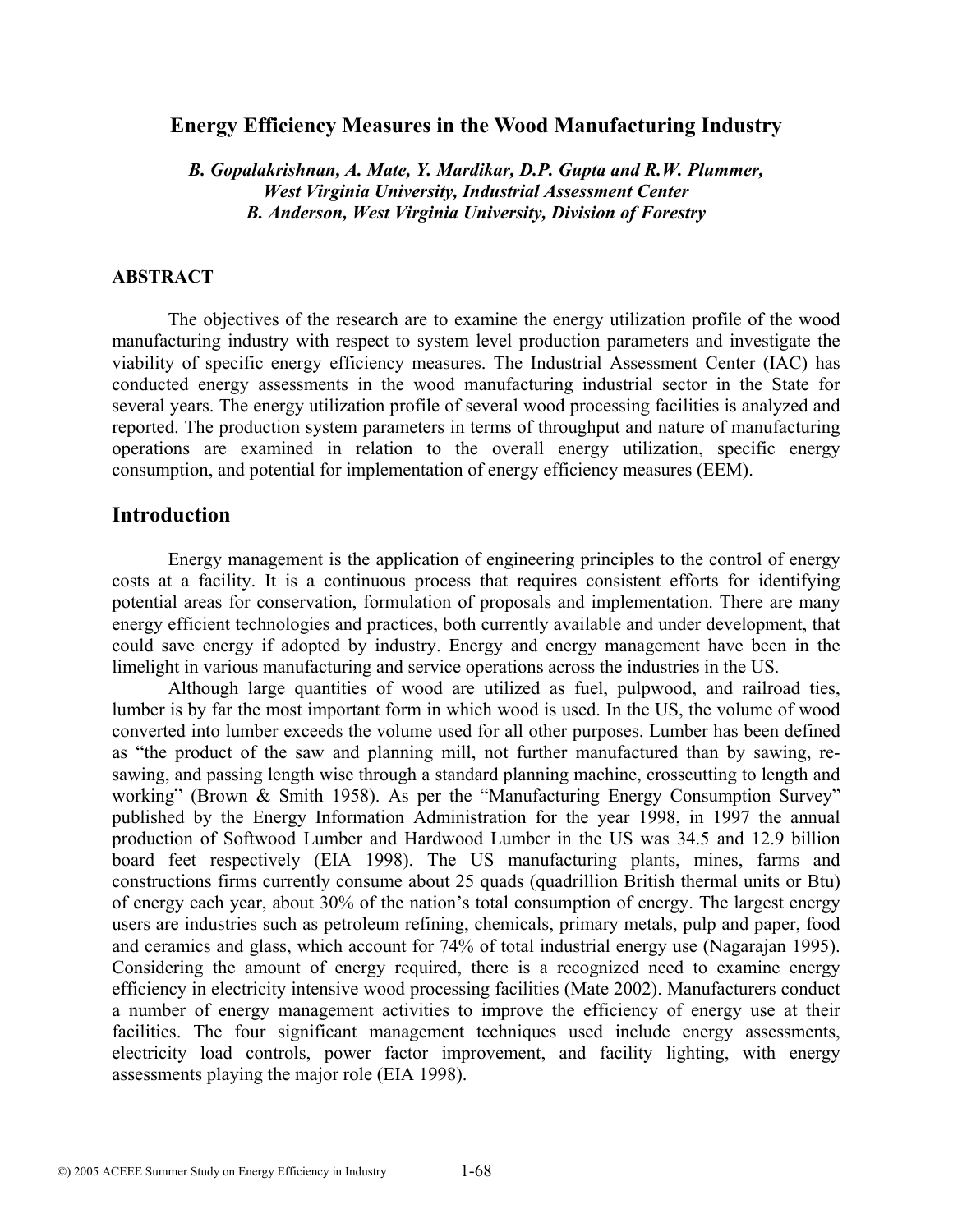# Energy Efficiency Measures in the Wood Manufacturing Industry

***B. Gopalakrishnan, A. Mate, Y. Mardikar, D.P. Gupta and R.W. Plummer, West Virginia University, Industrial Assessment Center***
***B. Anderson, West Virginia University, Division of Forestry***

### ABSTRACT

The objectives of the research are to examine the energy utilization profile of the wood manufacturing industry with respect to system level production parameters and investigate the viability of specific energy efficiency measures. The Industrial Assessment Center (IAC) has conducted energy assessments in the wood manufacturing industrial sector in the State for several years. The energy utilization profile of several wood processing facilities is analyzed and reported. The production system parameters in terms of throughput and nature of manufacturing operations are examined in relation to the overall energy utilization, specific energy consumption, and potential for implementation of energy efficiency measures (EEM).

## Introduction

Energy management is the application of engineering principles to the control of energy costs at a facility. It is a continuous process that requires consistent efforts for identifying potential areas for conservation, formulation of proposals and implementation. There are many energy efficient technologies and practices, both currently available and under development, that could save energy if adopted by industry. Energy and energy management have been in the limelight in various manufacturing and service operations across the industries in the US.

Although large quantities of wood are utilized as fuel, pulpwood, and railroad ties, lumber is by far the most important form in which wood is used. In the US, the volume of wood converted into lumber exceeds the volume used for all other purposes. Lumber has been defined as "the product of the saw and planning mill, not further manufactured than by sawing, re-sawing, and passing length wise through a standard planning machine, crosscutting to length and working" (Brown & Smith 1958). As per the "Manufacturing Energy Consumption Survey" published by the Energy Information Administration for the year 1998, in 1997 the annual production of Softwood Lumber and Hardwood Lumber in the US was 34.5 and 12.9 billion board feet respectively (EIA 1998). The US manufacturing plants, mines, farms and constructions firms currently consume about 25 quads (quadrillion British thermal units or Btu) of energy each year, about 30% of the nation's total consumption of energy. The largest energy users are industries such as petroleum refining, chemicals, primary metals, pulp and paper, food and ceramics and glass, which account for 74% of total industrial energy use (Nagarajan 1995). Considering the amount of energy required, there is a recognized need to examine energy efficiency in electricity intensive wood processing facilities (Mate 2002). Manufacturers conduct a number of energy management activities to improve the efficiency of energy use at their facilities. The four significant management techniques used include energy assessments, electricity load controls, power factor improvement, and facility lighting, with energy assessments playing the major role (EIA 1998).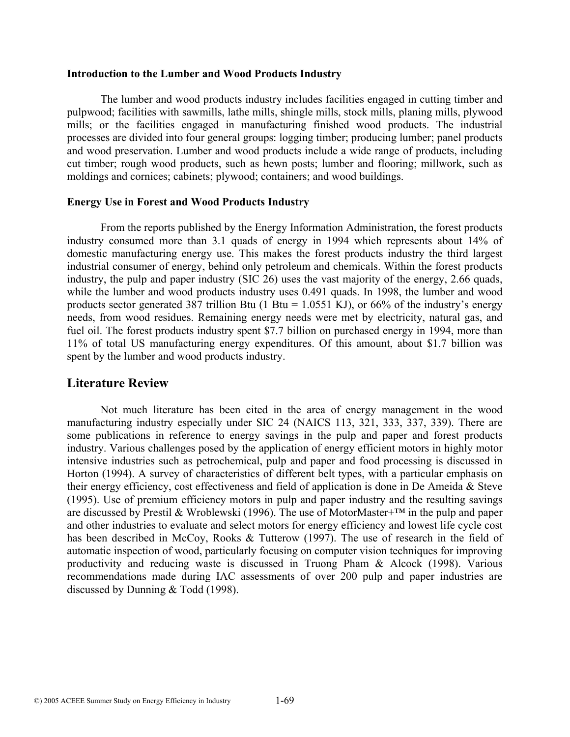### Introduction to the Lumber and Wood Products Industry

The lumber and wood products industry includes facilities engaged in cutting timber and pulpwood; facilities with sawmills, lathe mills, shingle mills, stock mills, planing mills, plywood mills; or the facilities engaged in manufacturing finished wood products. The industrial processes are divided into four general groups: logging timber; producing lumber; panel products and wood preservation. Lumber and wood products include a wide range of products, including cut timber; rough wood products, such as hewn posts; lumber and flooring; millwork, such as moldings and cornices; cabinets; plywood; containers; and wood buildings.

### Energy Use in Forest and Wood Products Industry

From the reports published by the Energy Information Administration, the forest products industry consumed more than 3.1 quads of energy in 1994 which represents about 14% of domestic manufacturing energy use. This makes the forest products industry the third largest industrial consumer of energy, behind only petroleum and chemicals. Within the forest products industry, the pulp and paper industry (SIC 26) uses the vast majority of the energy, 2.66 quads, while the lumber and wood products industry uses 0.491 quads. In 1998, the lumber and wood products sector generated 387 trillion Btu (1 Btu = 1.0551 KJ), or 66% of the industry's energy needs, from wood residues. Remaining energy needs were met by electricity, natural gas, and fuel oil. The forest products industry spent $7.7 billion on purchased energy in 1994, more than 11% of total US manufacturing energy expenditures. Of this amount, about $1.7 billion was spent by the lumber and wood products industry.

## Literature Review

Not much literature has been cited in the area of energy management in the wood manufacturing industry especially under SIC 24 (NAICS 113, 321, 333, 337, 339). There are some publications in reference to energy savings in the pulp and paper and forest products industry. Various challenges posed by the application of energy efficient motors in highly motor intensive industries such as petrochemical, pulp and paper and food processing is discussed in Horton (1994). A survey of characteristics of different belt types, with a particular emphasis on their energy efficiency, cost effectiveness and field of application is done in De Ameida & Steve (1995). Use of premium efficiency motors in pulp and paper industry and the resulting savings are discussed by Prestil & Wroblewski (1996). The use of MotorMaster+™ in the pulp and paper and other industries to evaluate and select motors for energy efficiency and lowest life cycle cost has been described in McCoy, Rooks & Tutterow (1997). The use of research in the field of automatic inspection of wood, particularly focusing on computer vision techniques for improving productivity and reducing waste is discussed in Truong Pham & Alcock (1998). Various recommendations made during IAC assessments of over 200 pulp and paper industries are discussed by Dunning & Todd (1998).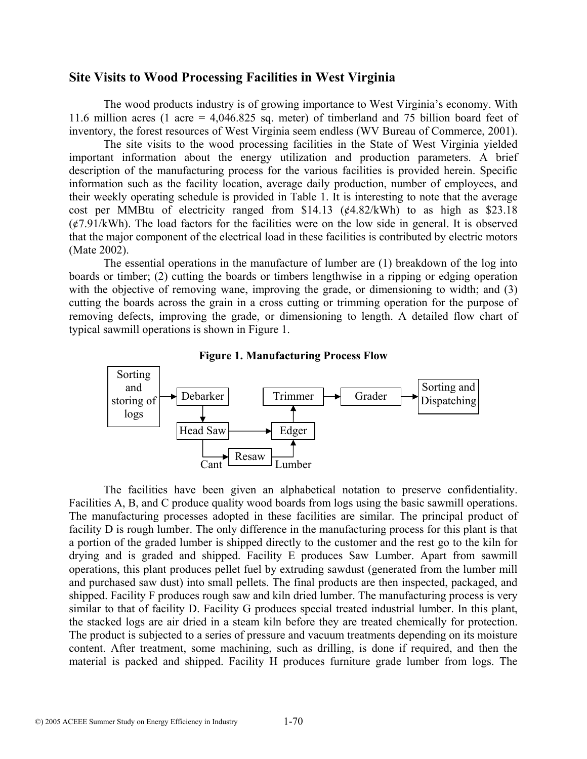## Site Visits to Wood Processing Facilities in West Virginia

The wood products industry is of growing importance to West Virginia's economy. With 11.6 million acres (1 acre = 4,046.825 sq. meter) of timberland and 75 billion board feet of inventory, the forest resources of West Virginia seem endless (WV Bureau of Commerce, 2001).

The site visits to the wood processing facilities in the State of West Virginia yielded important information about the energy utilization and production parameters. A brief description of the manufacturing process for the various facilities is provided herein. Specific information such as the facility location, average daily production, number of employees, and their weekly operating schedule is provided in Table 1. It is interesting to note that the average cost per MMBtu of electricity ranged from \$14.13 (¢4.82/kWh) to as high as \$23.18 (¢7.91/kWh). The load factors for the facilities were on the low side in general. It is observed that the major component of the electrical load in these facilities is contributed by electric motors (Mate 2002).

The essential operations in the manufacture of lumber are (1) breakdown of the log into boards or timber; (2) cutting the boards or timbers lengthwise in a ripping or edging operation with the objective of removing wane, improving the grade, or dimensioning to width; and (3) cutting the boards across the grain in a cross cutting or trimming operation for the purpose of removing defects, improving the grade, or dimensioning to length. A detailed flow chart of typical sawmill operations is shown in Figure 1.

**Figure 1. Manufacturing Process Flow**

Sorting and storing of logs → Debarker → Head Saw → Edger → Trimmer → Grader → Sorting and Dispatching

Head Saw → Cant → Resaw → Lumber → Edger

The facilities have been given an alphabetical notation to preserve confidentiality. Facilities A, B, and C produce quality wood boards from logs using the basic sawmill operations. The manufacturing processes adopted in these facilities are similar. The principal product of facility D is rough lumber. The only difference in the manufacturing process for this plant is that a portion of the graded lumber is shipped directly to the customer and the rest go to the kiln for drying and is graded and shipped. Facility E produces Saw Lumber. Apart from sawmill operations, this plant produces pellet fuel by extruding sawdust (generated from the lumber mill and purchased saw dust) into small pellets. The final products are then inspected, packaged, and shipped. Facility F produces rough saw and kiln dried lumber. The manufacturing process is very similar to that of facility D. Facility G produces special treated industrial lumber. In this plant, the stacked logs are air dried in a steam kiln before they are treated chemically for protection. The product is subjected to a series of pressure and vacuum treatments depending on its moisture content. After treatment, some machining, such as drilling, is done if required, and then the material is packed and shipped. Facility H produces furniture grade lumber from logs. The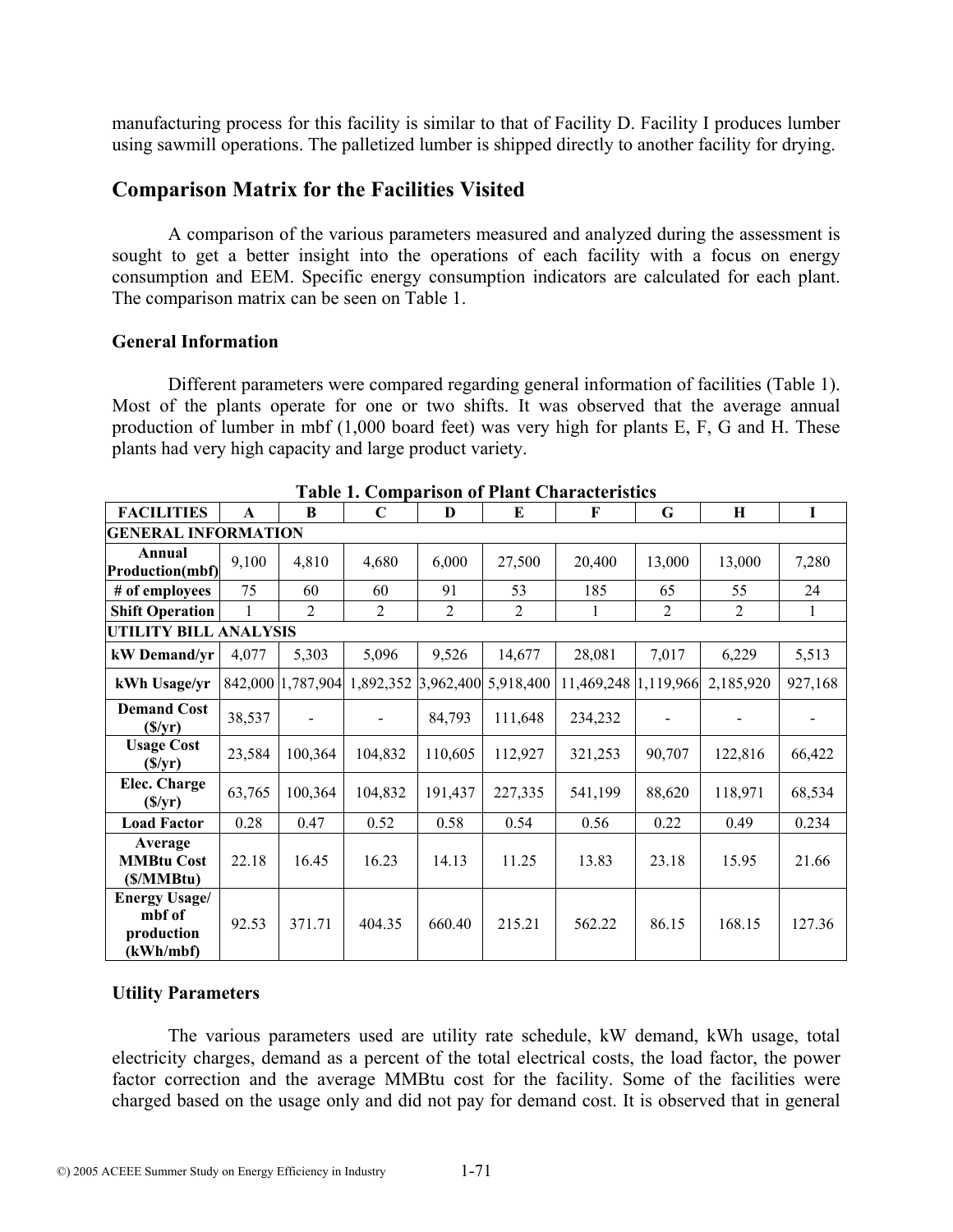manufacturing process for this facility is similar to that of Facility D. Facility I produces lumber using sawmill operations. The palletized lumber is shipped directly to another facility for drying.

## Comparison Matrix for the Facilities Visited

A comparison of the various parameters measured and analyzed during the assessment is sought to get a better insight into the operations of each facility with a focus on energy consumption and EEM. Specific energy consumption indicators are calculated for each plant. The comparison matrix can be seen on Table 1.

### General Information

Different parameters were compared regarding general information of facilities (Table 1). Most of the plants operate for one or two shifts. It was observed that the average annual production of lumber in mbf (1,000 board feet) was very high for plants E, F, G and H. These plants had very high capacity and large product variety.

**Table 1. Comparison of Plant Characteristics**

| FACILITIES | A | B | C | D | E | F | G | H | I |
|---|---|---|---|---|---|---|---|---|---|
| **GENERAL INFORMATION** | | | | | | | | | |
| **Annual Production(mbf)** | 9,100 | 4,810 | 4,680 | 6,000 | 27,500 | 20,400 | 13,000 | 13,000 | 7,280 |
| **# of employees** | 75 | 60 | 60 | 91 | 53 | 185 | 65 | 55 | 24 |
| **Shift Operation** | 1 | 2 | 2 | 2 | 2 | 1 | 2 | 2 | 1 |
| **UTILITY BILL ANALYSIS** | | | | | | | | | |
| **kW Demand/yr** | 4,077 | 5,303 | 5,096 | 9,526 | 14,677 | 28,081 | 7,017 | 6,229 | 5,513 |
| **kWh Usage/yr** | 842,000 | 1,787,904 | 1,892,352 | 3,962,400 | 5,918,400 | 11,469,248 | 1,119,966 | 2,185,920 | 927,168 |
| **Demand Cost ($/yr)** | 38,537 | - | - | 84,793 | 111,648 | 234,232 | - | - | - |
| **Usage Cost ($/yr)** | 23,584 | 100,364 | 104,832 | 110,605 | 112,927 | 321,253 | 90,707 | 122,816 | 66,422 |
| **Elec. Charge ($/yr)** | 63,765 | 100,364 | 104,832 | 191,437 | 227,335 | 541,199 | 88,620 | 118,971 | 68,534 |
| **Load Factor** | 0.28 | 0.47 | 0.52 | 0.58 | 0.54 | 0.56 | 0.22 | 0.49 | 0.234 |
| **Average MMBtu Cost ($/MMBtu)** | 22.18 | 16.45 | 16.23 | 14.13 | 11.25 | 13.83 | 23.18 | 15.95 | 21.66 |
| **Energy Usage/ mbf of production (kWh/mbf)** | 92.53 | 371.71 | 404.35 | 660.40 | 215.21 | 562.22 | 86.15 | 168.15 | 127.36 |

### Utility Parameters

The various parameters used are utility rate schedule, kW demand, kWh usage, total electricity charges, demand as a percent of the total electrical costs, the load factor, the power factor correction and the average MMBtu cost for the facility. Some of the facilities were charged based on the usage only and did not pay for demand cost. It is observed that in general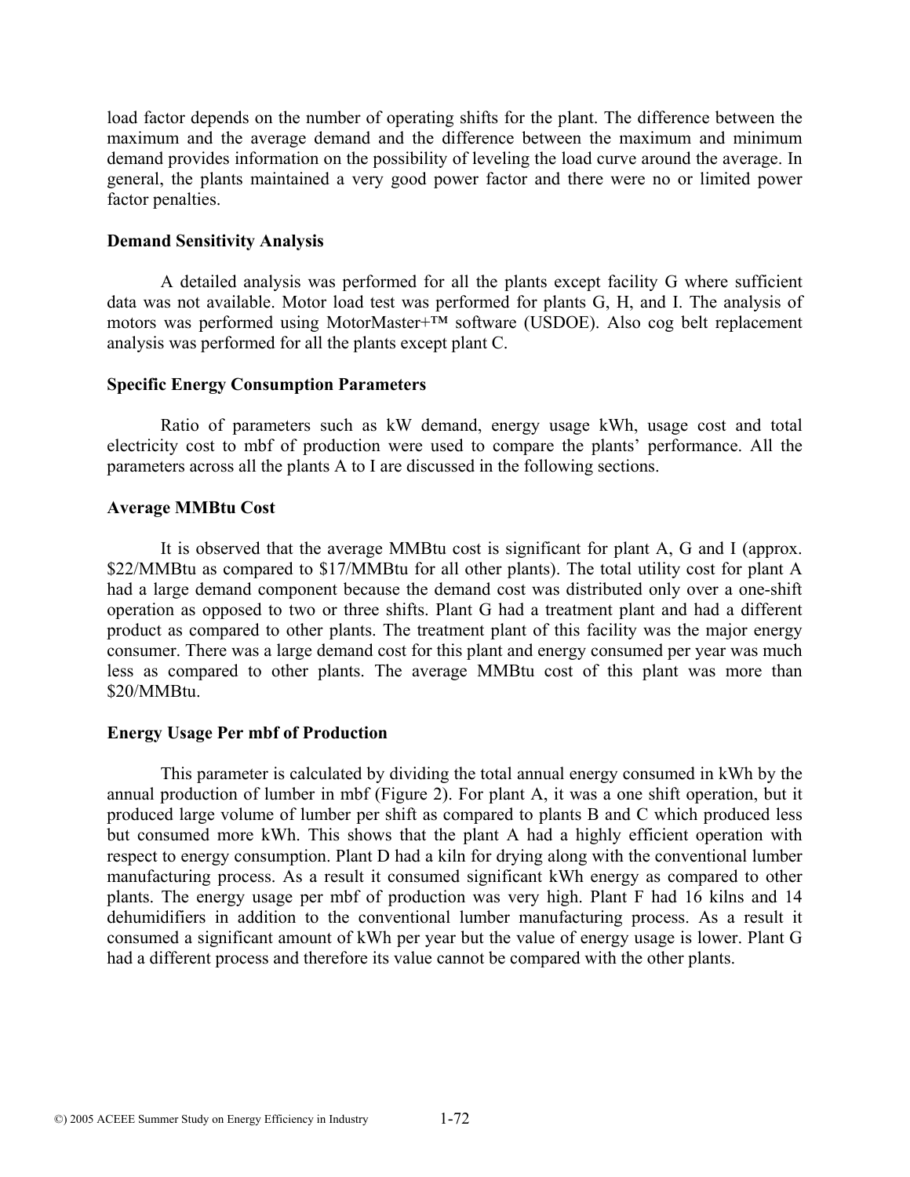load factor depends on the number of operating shifts for the plant. The difference between the maximum and the average demand and the difference between the maximum and minimum demand provides information on the possibility of leveling the load curve around the average. In general, the plants maintained a very good power factor and there were no or limited power factor penalties.

**Demand Sensitivity Analysis**

A detailed analysis was performed for all the plants except facility G where sufficient data was not available. Motor load test was performed for plants G, H, and I. The analysis of motors was performed using MotorMaster+™ software (USDOE). Also cog belt replacement analysis was performed for all the plants except plant C.

**Specific Energy Consumption Parameters**

Ratio of parameters such as kW demand, energy usage kWh, usage cost and total electricity cost to mbf of production were used to compare the plants' performance. All the parameters across all the plants A to I are discussed in the following sections.

**Average MMBtu Cost**

It is observed that the average MMBtu cost is significant for plant A, G and I (approx. $22/MMBtu as compared to $17/MMBtu for all other plants). The total utility cost for plant A had a large demand component because the demand cost was distributed only over a one-shift operation as opposed to two or three shifts. Plant G had a treatment plant and had a different product as compared to other plants. The treatment plant of this facility was the major energy consumer. There was a large demand cost for this plant and energy consumed per year was much less as compared to other plants. The average MMBtu cost of this plant was more than $20/MMBtu.

**Energy Usage Per mbf of Production**

This parameter is calculated by dividing the total annual energy consumed in kWh by the annual production of lumber in mbf (Figure 2). For plant A, it was a one shift operation, but it produced large volume of lumber per shift as compared to plants B and C which produced less but consumed more kWh. This shows that the plant A had a highly efficient operation with respect to energy consumption. Plant D had a kiln for drying along with the conventional lumber manufacturing process. As a result it consumed significant kWh energy as compared to other plants. The energy usage per mbf of production was very high. Plant F had 16 kilns and 14 dehumidifiers in addition to the conventional lumber manufacturing process. As a result it consumed a significant amount of kWh per year but the value of energy usage is lower. Plant G had a different process and therefore its value cannot be compared with the other plants.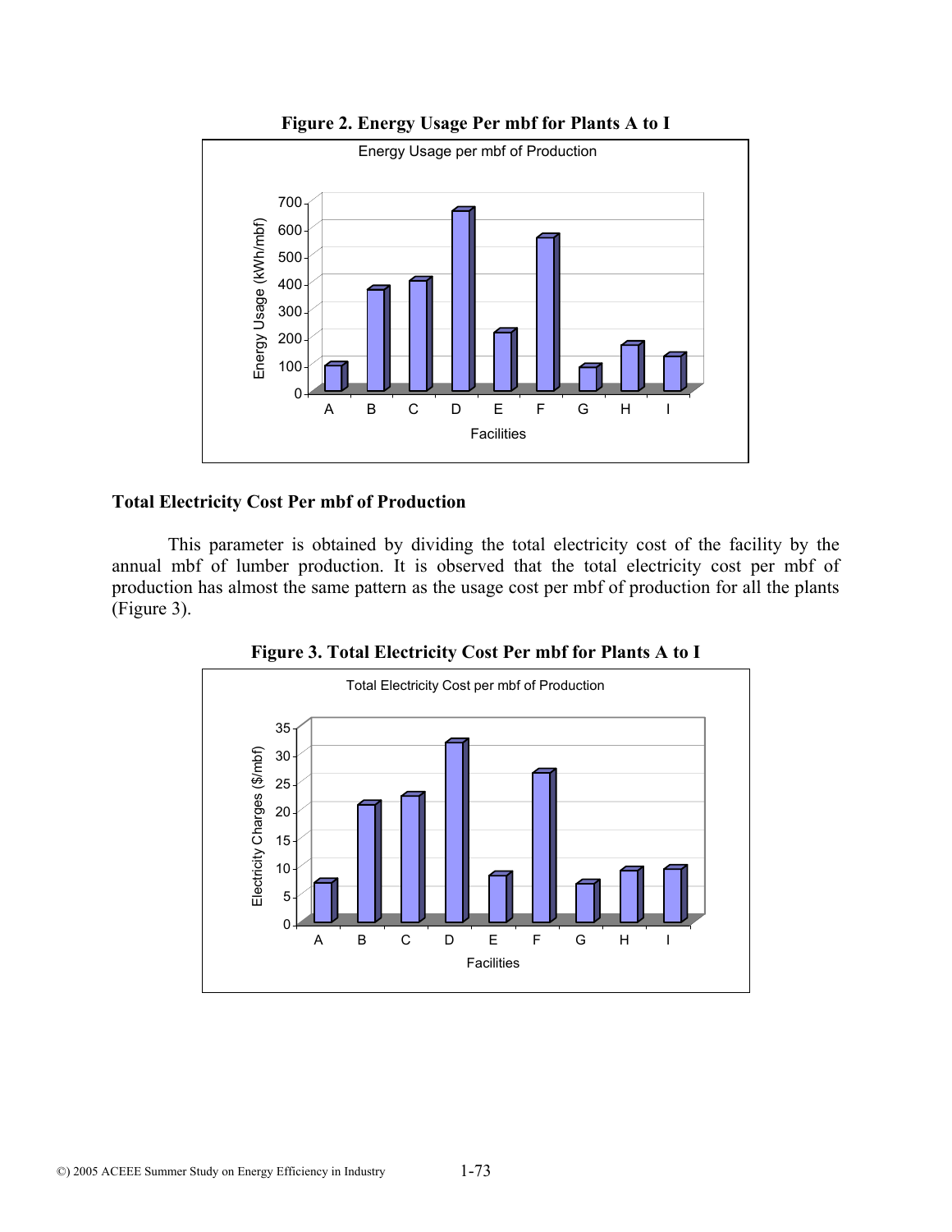**Figure 2. Energy Usage Per mbf for Plants A to I**

**Total Electricity Cost Per mbf of Production**

This parameter is obtained by dividing the total electricity cost of the facility by the annual mbf of lumber production. It is observed that the total electricity cost per mbf of production has almost the same pattern as the usage cost per mbf of production for all the plants (Figure 3).

**Figure 3. Total Electricity Cost Per mbf for Plants A to I**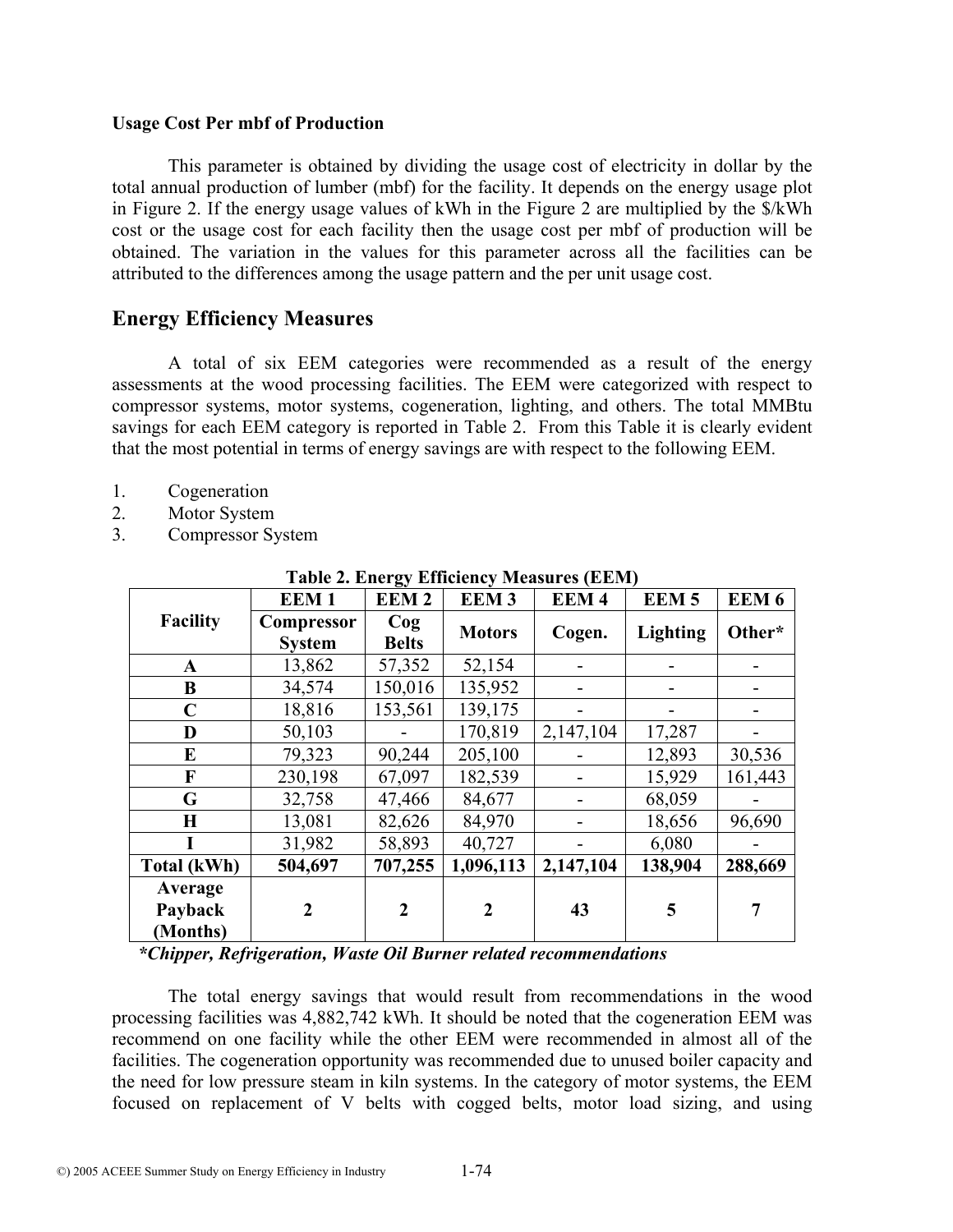**Usage Cost Per mbf of Production**

This parameter is obtained by dividing the usage cost of electricity in dollar by the total annual production of lumber (mbf) for the facility. It depends on the energy usage plot in Figure 2. If the energy usage values of kWh in the Figure 2 are multiplied by the $/kWh cost or the usage cost for each facility then the usage cost per mbf of production will be obtained. The variation in the values for this parameter across all the facilities can be attributed to the differences among the usage pattern and the per unit usage cost.

## Energy Efficiency Measures

A total of six EEM categories were recommended as a result of the energy assessments at the wood processing facilities. The EEM were categorized with respect to compressor systems, motor systems, cogeneration, lighting, and others. The total MMBtu savings for each EEM category is reported in Table 2. From this Table it is clearly evident that the most potential in terms of energy savings are with respect to the following EEM.

1. Cogeneration
2. Motor System
3. Compressor System

**Table 2. Energy Efficiency Measures (EEM)**

| Facility | EEM 1 | EEM 2 | EEM 3 | EEM 4 | EEM 5 | EEM 6 |
|---|---|---|---|---|---|---|
| | **Compressor System** | **Cog Belts** | **Motors** | **Cogen.** | **Lighting** | **Other*** |
| **A** | 13,862 | 57,352 | 52,154 | - | - | - |
| **B** | 34,574 | 150,016 | 135,952 | - | - | - |
| **C** | 18,816 | 153,561 | 139,175 | - | - | - |
| **D** | 50,103 | - | 170,819 | 2,147,104 | 17,287 | - |
| **E** | 79,323 | 90,244 | 205,100 | - | 12,893 | 30,536 |
| **F** | 230,198 | 67,097 | 182,539 | - | 15,929 | 161,443 |
| **G** | 32,758 | 47,466 | 84,677 | - | 68,059 | - |
| **H** | 13,081 | 82,626 | 84,970 | - | 18,656 | 96,690 |
| **I** | 31,982 | 58,893 | 40,727 | - | 6,080 | - |
| **Total (kWh)** | **504,697** | **707,255** | **1,096,113** | **2,147,104** | **138,904** | **288,669** |
| **Average Payback (Months)** | **2** | **2** | **2** | **43** | **5** | **7** |

***Chipper, Refrigeration, Waste Oil Burner related recommendations***

The total energy savings that would result from recommendations in the wood processing facilities was 4,882,742 kWh. It should be noted that the cogeneration EEM was recommend on one facility while the other EEM were recommended in almost all of the facilities. The cogeneration opportunity was recommended due to unused boiler capacity and the need for low pressure steam in kiln systems. In the category of motor systems, the EEM focused on replacement of V belts with cogged belts, motor load sizing, and using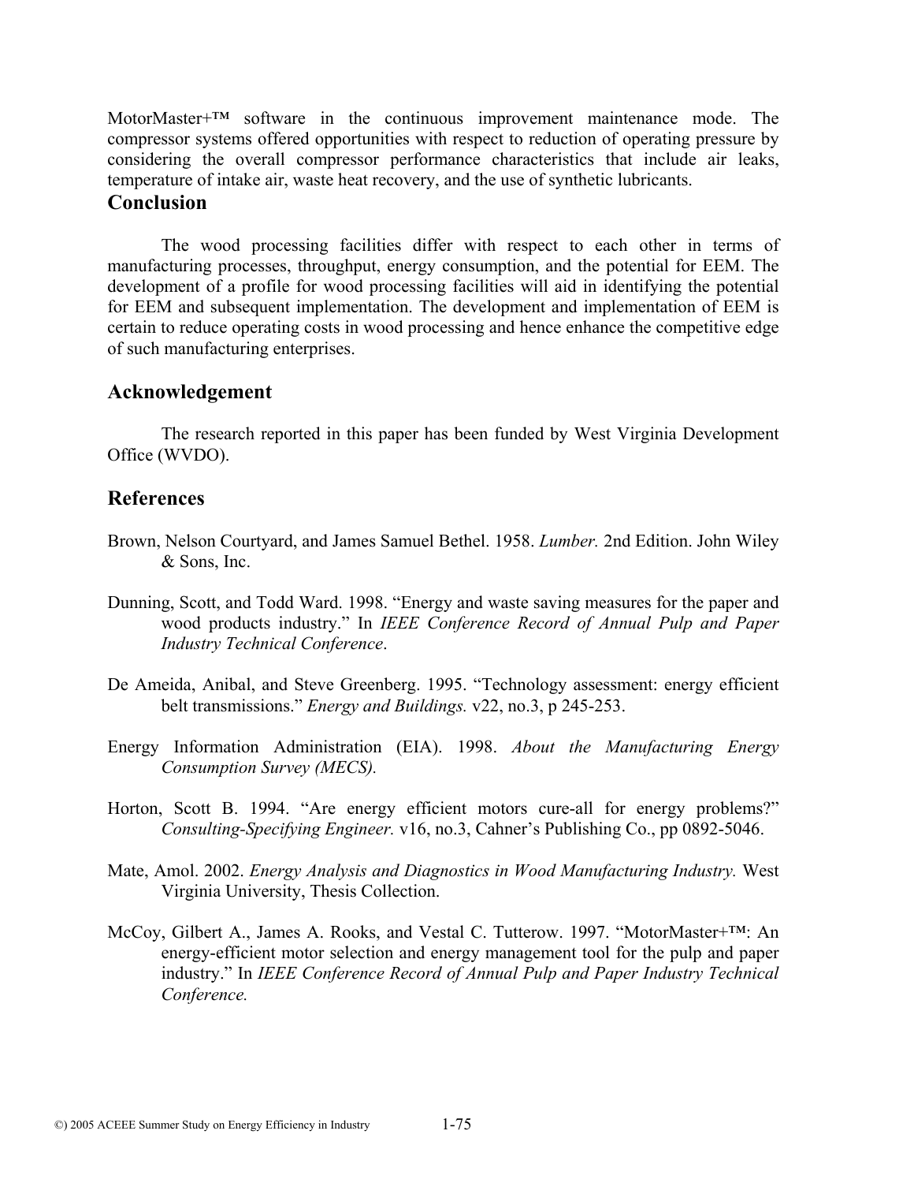MotorMaster+™ software in the continuous improvement maintenance mode. The compressor systems offered opportunities with respect to reduction of operating pressure by considering the overall compressor performance characteristics that include air leaks, temperature of intake air, waste heat recovery, and the use of synthetic lubricants.

## Conclusion

The wood processing facilities differ with respect to each other in terms of manufacturing processes, throughput, energy consumption, and the potential for EEM. The development of a profile for wood processing facilities will aid in identifying the potential for EEM and subsequent implementation. The development and implementation of EEM is certain to reduce operating costs in wood processing and hence enhance the competitive edge of such manufacturing enterprises.

## Acknowledgement

The research reported in this paper has been funded by West Virginia Development Office (WVDO).

## References

Brown, Nelson Courtyard, and James Samuel Bethel. 1958. *Lumber.* 2nd Edition. John Wiley & Sons, Inc.

Dunning, Scott, and Todd Ward. 1998. "Energy and waste saving measures for the paper and wood products industry." In *IEEE Conference Record of Annual Pulp and Paper Industry Technical Conference*.

De Ameida, Anibal, and Steve Greenberg. 1995. "Technology assessment: energy efficient belt transmissions." *Energy and Buildings.* v22, no.3, p 245-253.

Energy Information Administration (EIA). 1998. *About the Manufacturing Energy Consumption Survey (MECS).*

Horton, Scott B. 1994. "Are energy efficient motors cure-all for energy problems?" *Consulting-Specifying Engineer.* v16, no.3, Cahner's Publishing Co., pp 0892-5046.

Mate, Amol. 2002. *Energy Analysis and Diagnostics in Wood Manufacturing Industry.* West Virginia University, Thesis Collection.

McCoy, Gilbert A., James A. Rooks, and Vestal C. Tutterow. 1997. "MotorMaster+™: An energy-efficient motor selection and energy management tool for the pulp and paper industry." In *IEEE Conference Record of Annual Pulp and Paper Industry Technical Conference.*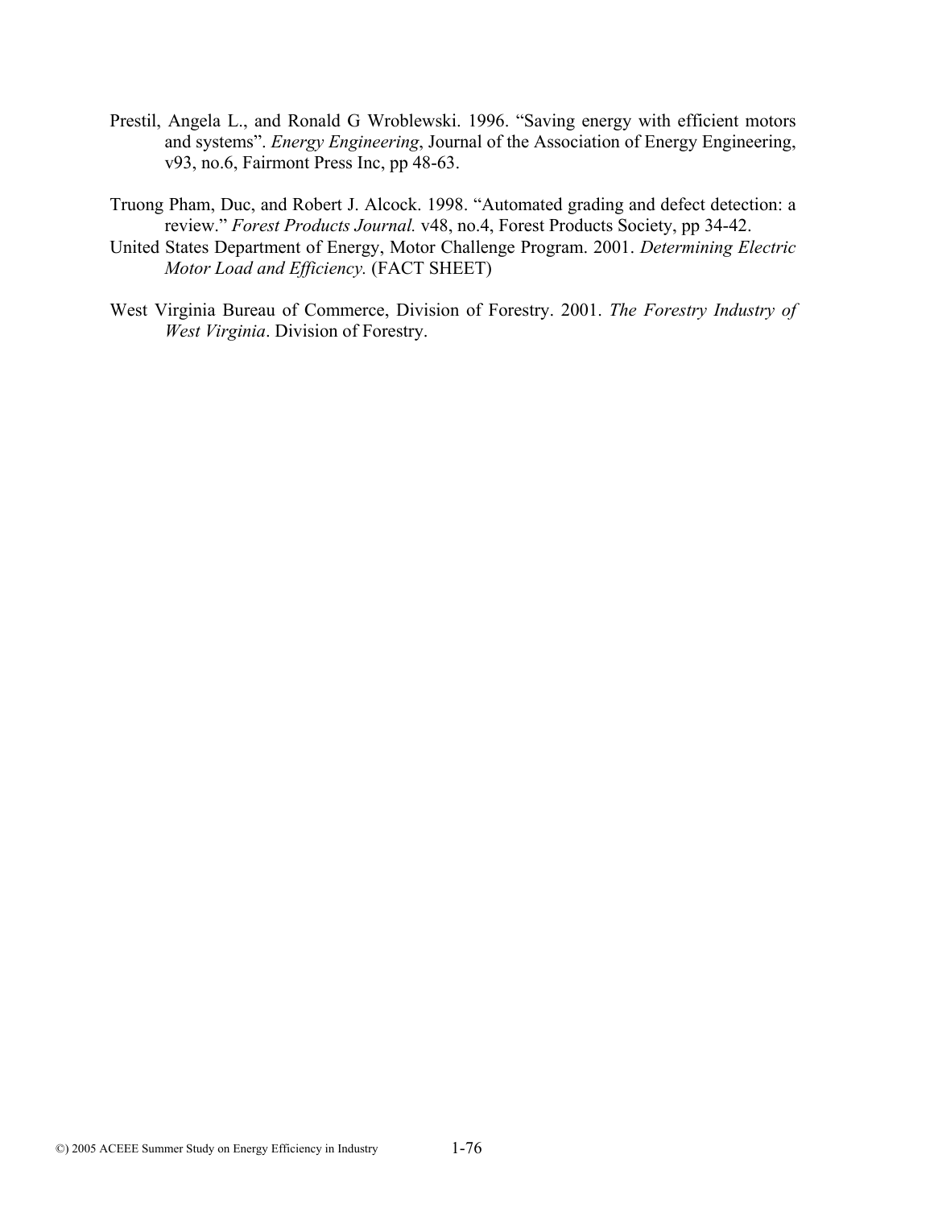Prestil, Angela L., and Ronald G Wroblewski. 1996. "Saving energy with efficient motors and systems". *Energy Engineering*, Journal of the Association of Energy Engineering, v93, no.6, Fairmont Press Inc, pp 48-63.

Truong Pham, Duc, and Robert J. Alcock. 1998. "Automated grading and defect detection: a review." *Forest Products Journal.* v48, no.4, Forest Products Society, pp 34-42.

United States Department of Energy, Motor Challenge Program. 2001. *Determining Electric Motor Load and Efficiency.* (FACT SHEET)

West Virginia Bureau of Commerce, Division of Forestry. 2001. *The Forestry Industry of West Virginia*. Division of Forestry.